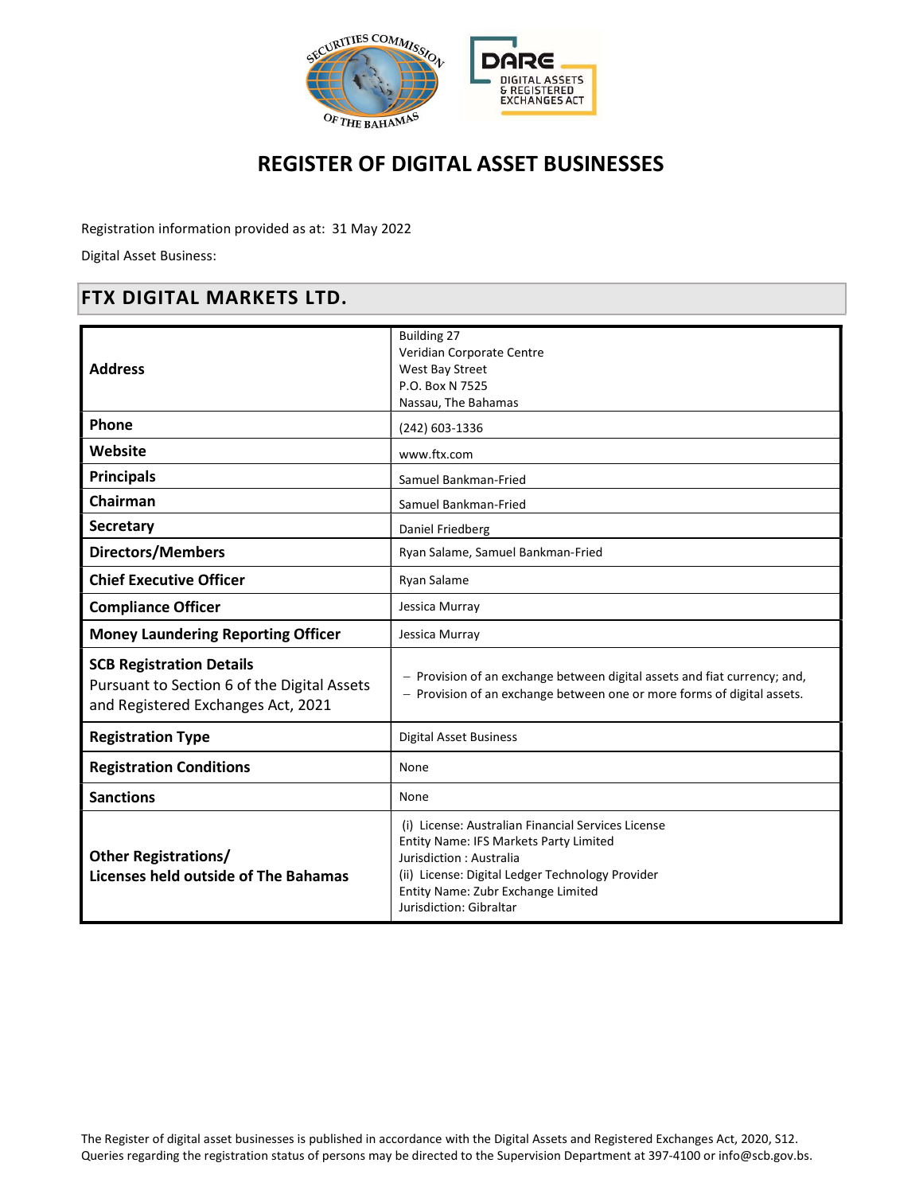# REGISTER OF DIGITAL ASSET BUSINESSES

Registration information provided as at: 31 May 2022

Digital Asset Business:

## FTX DIGITAL MARKETS LTD.

| | |
|---|---|
| **Address** | Building 27<br>Veridian Corporate Centre<br>West Bay Street<br>P.O. Box N 7525<br>Nassau, The Bahamas |
| **Phone** | (242) 603-1336 |
| **Website** | www.ftx.com |
| **Principals** | Samuel Bankman-Fried |
| **Chairman** | Samuel Bankman-Fried |
| **Secretary** | Daniel Friedberg |
| **Directors/Members** | Ryan Salame, Samuel Bankman-Fried |
| **Chief Executive Officer** | Ryan Salame |
| **Compliance Officer** | Jessica Murray |
| **Money Laundering Reporting Officer** | Jessica Murray |
| **SCB Registration Details**<br>Pursuant to Section 6 of the Digital Assets and Registered Exchanges Act, 2021 | – Provision of an exchange between digital assets and fiat currency; and,<br>– Provision of an exchange between one or more forms of digital assets. |
| **Registration Type** | Digital Asset Business |
| **Registration Conditions** | None |
| **Sanctions** | None |
| **Other Registrations/ Licenses held outside of The Bahamas** | (i) License: Australian Financial Services License<br>Entity Name: IFS Markets Party Limited<br>Jurisdiction : Australia<br>(ii) License: Digital Ledger Technology Provider<br>Entity Name: Zubr Exchange Limited<br>Jurisdiction: Gibraltar |

The Register of digital asset businesses is published in accordance with the Digital Assets and Registered Exchanges Act, 2020, S12. Queries regarding the registration status of persons may be directed to the Supervision Department at 397-4100 or info@scb.gov.bs.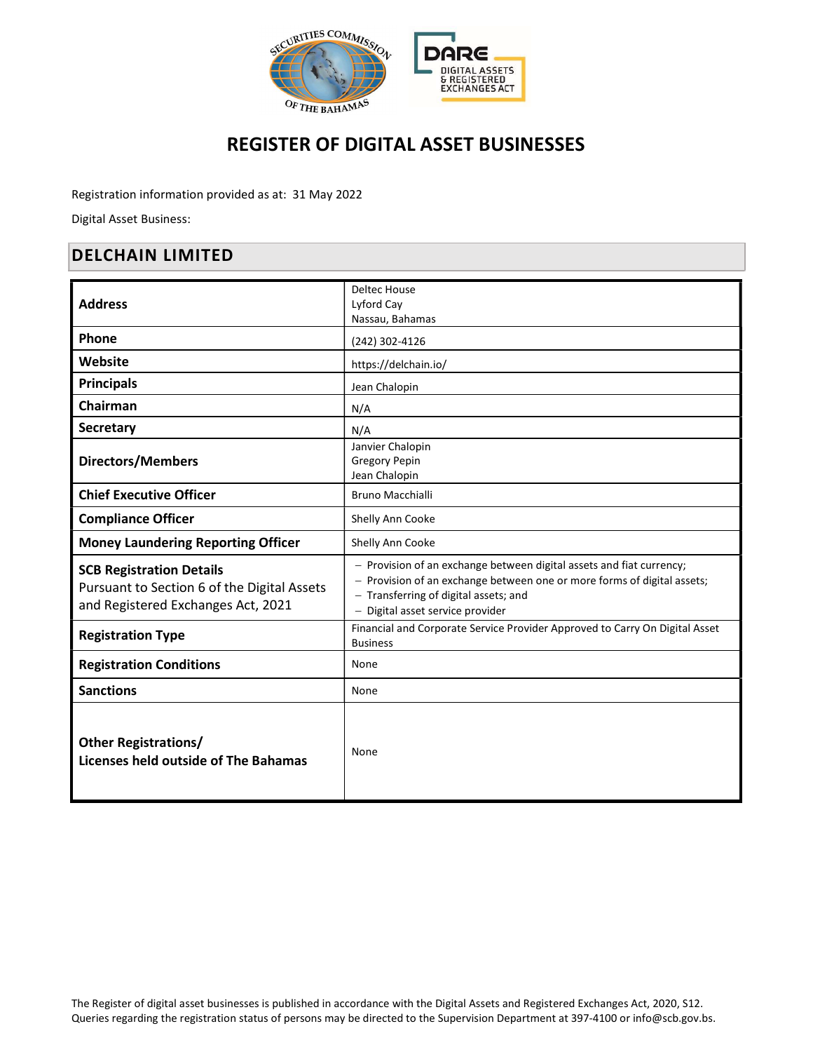# REGISTER OF DIGITAL ASSET BUSINESSES

Registration information provided as at: 31 May 2022

Digital Asset Business:

## DELCHAIN LIMITED

| | |
|---|---|
| **Address** | Deltec House<br>Lyford Cay<br>Nassau, Bahamas |
| **Phone** | (242) 302-4126 |
| **Website** | https://delchain.io/ |
| **Principals** | Jean Chalopin |
| **Chairman** | N/A |
| **Secretary** | N/A |
| **Directors/Members** | Janvier Chalopin<br>Gregory Pepin<br>Jean Chalopin |
| **Chief Executive Officer** | Bruno Macchialli |
| **Compliance Officer** | Shelly Ann Cooke |
| **Money Laundering Reporting Officer** | Shelly Ann Cooke |
| **SCB Registration Details** Pursuant to Section 6 of the Digital Assets and Registered Exchanges Act, 2021 | – Provision of an exchange between digital assets and fiat currency;<br>– Provision of an exchange between one or more forms of digital assets;<br>– Transferring of digital assets; and<br>– Digital asset service provider |
| **Registration Type** | Financial and Corporate Service Provider Approved to Carry On Digital Asset Business |
| **Registration Conditions** | None |
| **Sanctions** | None |
| **Other Registrations/ Licenses held outside of The Bahamas** | None |

The Register of digital asset businesses is published in accordance with the Digital Assets and Registered Exchanges Act, 2020, S12.
Queries regarding the registration status of persons may be directed to the Supervision Department at 397-4100 or info@scb.gov.bs.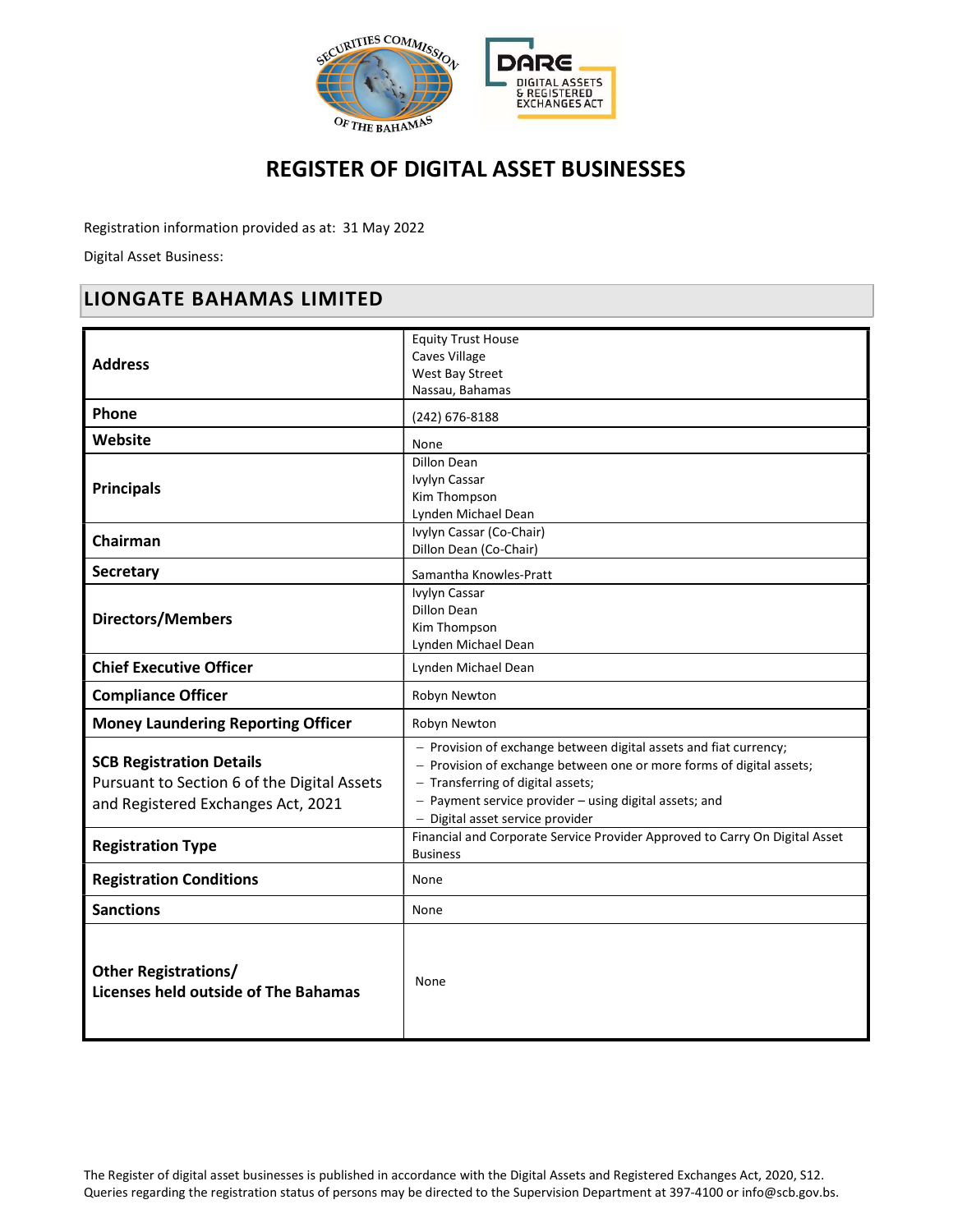# REGISTER OF DIGITAL ASSET BUSINESSES

Registration information provided as at: 31 May 2022

Digital Asset Business:

## LIONGATE BAHAMAS LIMITED

| | |
|---|---|
| **Address** | Equity Trust House<br>Caves Village<br>West Bay Street<br>Nassau, Bahamas |
| **Phone** | (242) 676-8188 |
| **Website** | None |
| **Principals** | Dillon Dean<br>Ivylyn Cassar<br>Kim Thompson<br>Lynden Michael Dean |
| **Chairman** | Ivylyn Cassar (Co-Chair)<br>Dillon Dean (Co-Chair) |
| **Secretary** | Samantha Knowles-Pratt |
| **Directors/Members** | Ivylyn Cassar<br>Dillon Dean<br>Kim Thompson<br>Lynden Michael Dean |
| **Chief Executive Officer** | Lynden Michael Dean |
| **Compliance Officer** | Robyn Newton |
| **Money Laundering Reporting Officer** | Robyn Newton |
| **SCB Registration Details**<br>Pursuant to Section 6 of the Digital Assets and Registered Exchanges Act, 2021 | – Provision of exchange between digital assets and fiat currency;<br>– Provision of exchange between one or more forms of digital assets;<br>– Transferring of digital assets;<br>– Payment service provider – using digital assets; and<br>– Digital asset service provider |
| **Registration Type** | Financial and Corporate Service Provider Approved to Carry On Digital Asset Business |
| **Registration Conditions** | None |
| **Sanctions** | None |
| **Other Registrations/ Licenses held outside of The Bahamas** | None |

The Register of digital asset businesses is published in accordance with the Digital Assets and Registered Exchanges Act, 2020, S12. Queries regarding the registration status of persons may be directed to the Supervision Department at 397-4100 or info@scb.gov.bs.